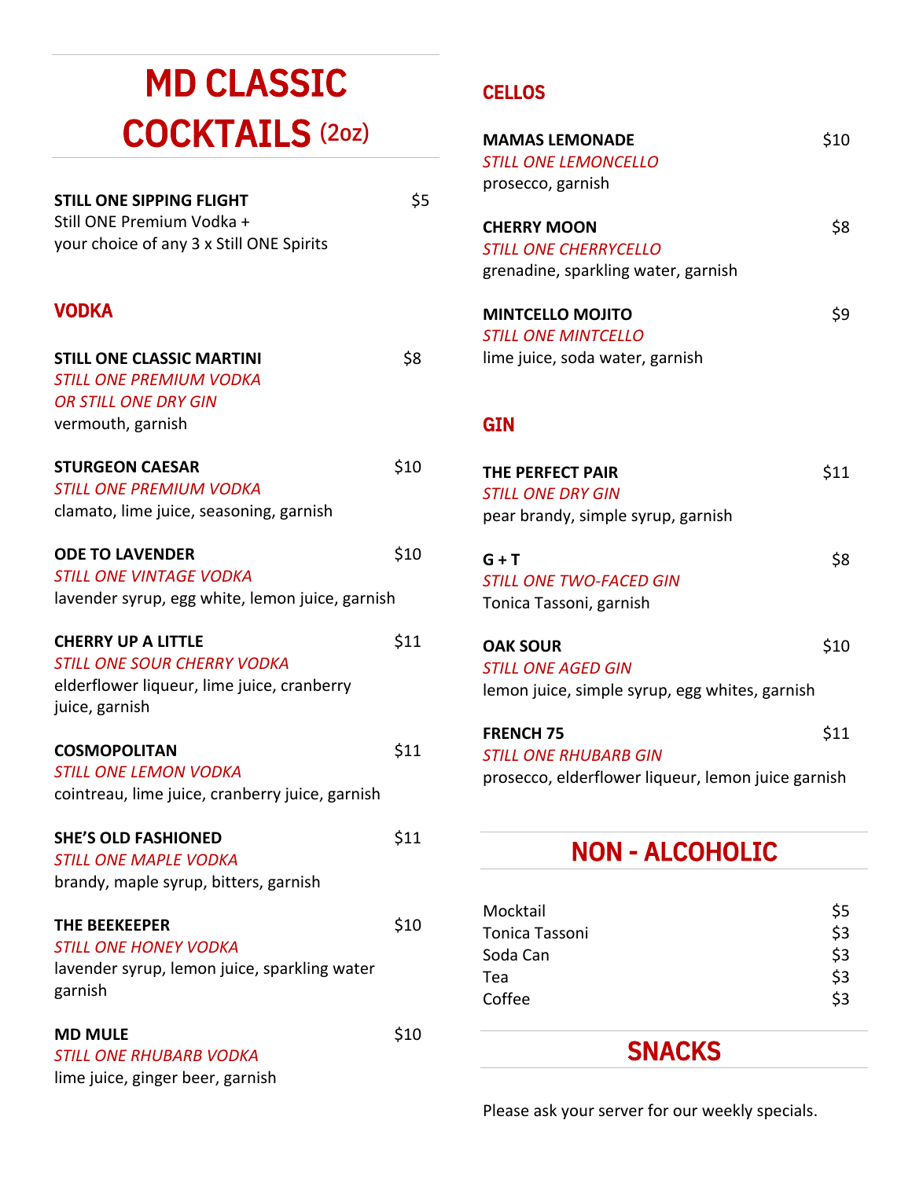# MD CLASSIC COCKTAILS (2oz)

**STILL ONE SIPPING FLIGHT** $5
Still ONE Premium Vodka + your choice of any 3 x Still ONE Spirits

## VODKA

**STILL ONE CLASSIC MARTINI** $8
*STILL ONE PREMIUM VODKA OR STILL ONE DRY GIN*
vermouth, garnish

**STURGEON CAESAR** $10
*STILL ONE PREMIUM VODKA*
clamato, lime juice, seasoning, garnish

**ODE TO LAVENDER** $10
*STILL ONE VINTAGE VODKA*
lavender syrup, egg white, lemon juice, garnish

**CHERRY UP A LITTLE** $11
*STILL ONE SOUR CHERRY VODKA*
elderflower liqueur, lime juice, cranberry juice, garnish

**COSMOPOLITAN** $11
*STILL ONE LEMON VODKA*
cointreau, lime juice, cranberry juice, garnish

**SHE'S OLD FASHIONED** $11
*STILL ONE MAPLE VODKA*
brandy, maple syrup, bitters, garnish

**THE BEEKEEPER** $10
*STILL ONE HONEY VODKA*
lavender syrup, lemon juice, sparkling water garnish

**MD MULE** $10
*STILL ONE RHUBARB VODKA*
lime juice, ginger beer, garnish

## CELLOS

**MAMAS LEMONADE** $10
*STILL ONE LEMONCELLO*
prosecco, garnish

**CHERRY MOON** $8
*STILL ONE CHERRYCELLO*
grenadine, sparkling water, garnish

**MINTCELLO MOJITO** $9
*STILL ONE MINTCELLO*
lime juice, soda water, garnish

## GIN

**THE PERFECT PAIR** $11
*STILL ONE DRY GIN*
pear brandy, simple syrup, garnish

**G + T** $8
*STILL ONE TWO-FACED GIN*
Tonica Tassoni, garnish

**OAK SOUR** $10
*STILL ONE AGED GIN*
lemon juice, simple syrup, egg whites, garnish

**FRENCH 75** $11
*STILL ONE RHUBARB GIN*
prosecco, elderflower liqueur, lemon juice garnish

# NON - ALCOHOLIC

| Item | Price |
|---|---|
| Mocktail | $5 |
| Tonica Tassoni | $3 |
| Soda Can | $3 |
| Tea | $3 |
| Coffee | $3 |

# SNACKS

Please ask your server for our weekly specials.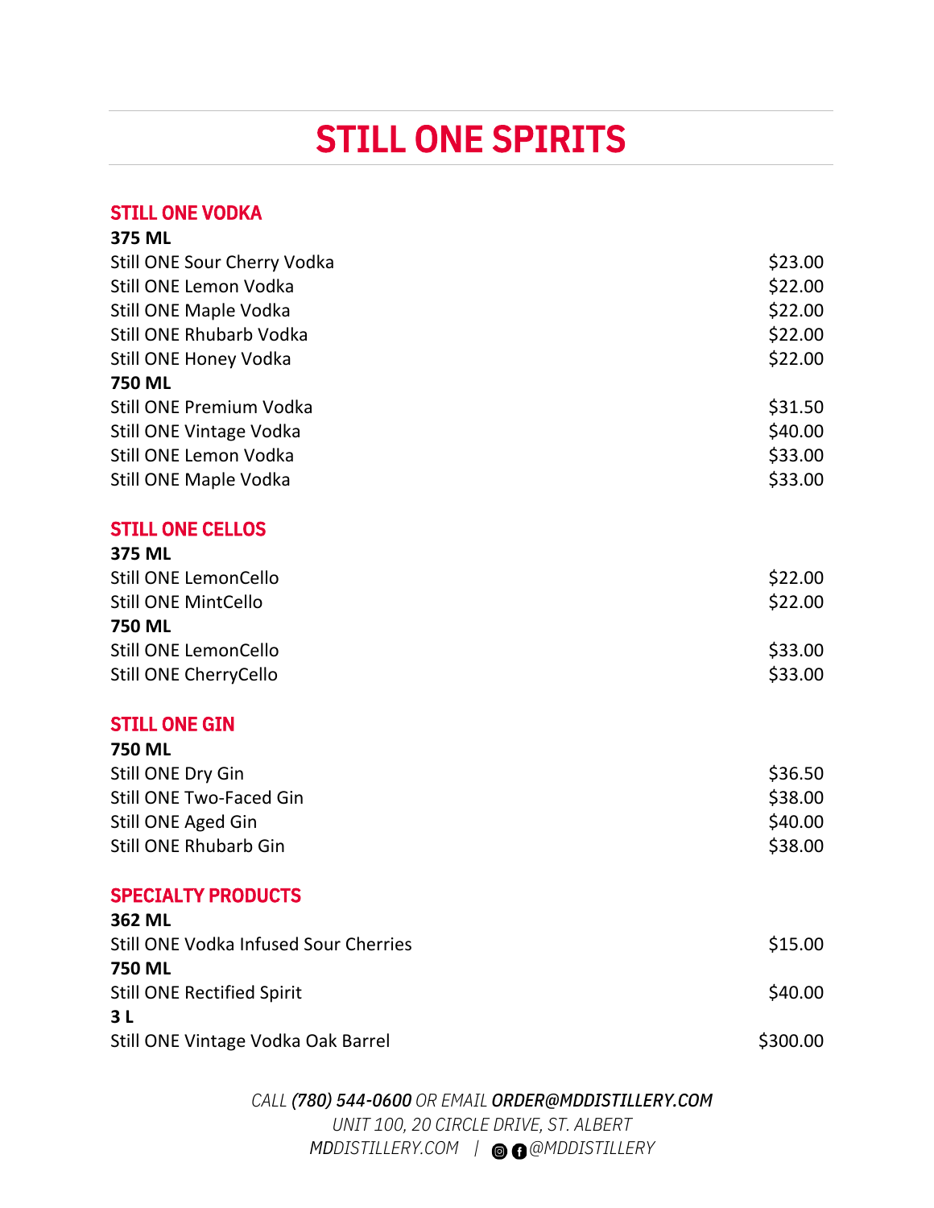# STILL ONE SPIRITS

## STILL ONE VODKA

**375 ML**

| | |
|---|---|
| Still ONE Sour Cherry Vodka | $23.00 |
| Still ONE Lemon Vodka | $22.00 |
| Still ONE Maple Vodka | $22.00 |
| Still ONE Rhubarb Vodka | $22.00 |
| Still ONE Honey Vodka | $22.00 |

**750 ML**

| | |
|---|---|
| Still ONE Premium Vodka | $31.50 |
| Still ONE Vintage Vodka | $40.00 |
| Still ONE Lemon Vodka | $33.00 |
| Still ONE Maple Vodka | $33.00 |

## STILL ONE CELLOS

**375 ML**

| | |
|---|---|
| Still ONE LemonCello | $22.00 |
| Still ONE MintCello | $22.00 |

**750 ML**

| | |
|---|---|
| Still ONE LemonCello | $33.00 |
| Still ONE CherryCello | $33.00 |

## STILL ONE GIN

**750 ML**

| | |
|---|---|
| Still ONE Dry Gin | $36.50 |
| Still ONE Two-Faced Gin | $38.00 |
| Still ONE Aged Gin | $40.00 |
| Still ONE Rhubarb Gin | $38.00 |

## SPECIALTY PRODUCTS

**362 ML**

| | |
|---|---|
| Still ONE Vodka Infused Sour Cherries | $15.00 |

**750 ML**

| | |
|---|---|
| Still ONE Rectified Spirit | $40.00 |

**3 L**

| | |
|---|---|
| Still ONE Vintage Vodka Oak Barrel | $300.00 |

*CALL* ***(780) 544-0600*** *OR EMAIL* ***ORDER@MDDISTILLERY.COM***

*UNIT 100, 20 CIRCLE DRIVE, ST. ALBERT*

*MDDISTILLERY.COM | @MDDISTILLERY*